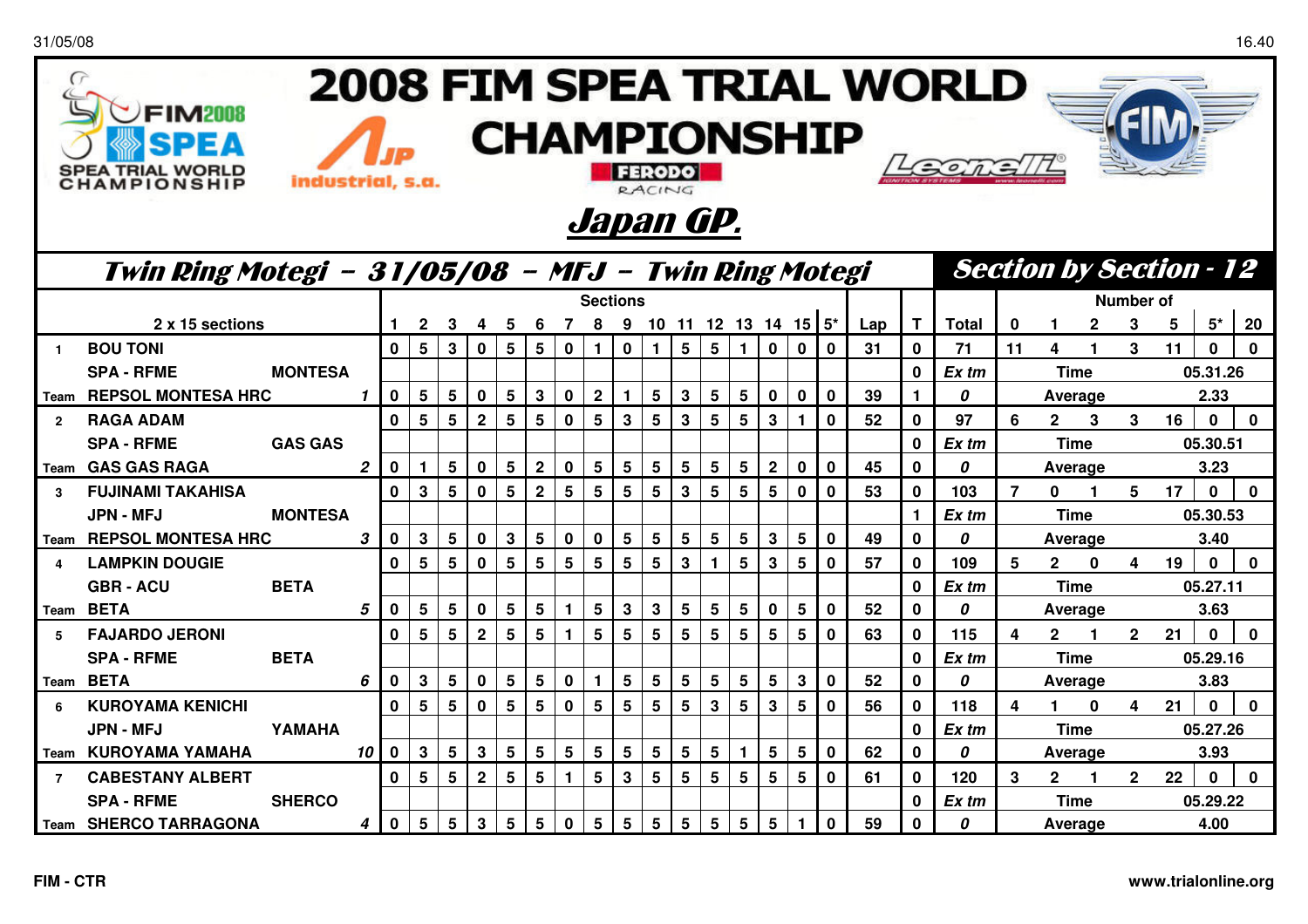# 2008 FIM SPEA TRIAL WORLD CHAMPIONSHIP

## Japan GP.

### Twin Ring Motegi - 31/05/08 - MFJ - Twin Ring Motegi

### Section by Section - 12

| | 2 x 15 sections | | | 1 | 2 | 3 | 4 | 5 | 6 | 7 | 8 | 9 | 10 | 11 | 12 | 13 | 14 | 15 | 5* | Lap | T | Total | 0 | 1 | 2 | 3 | 5 | 5* | 20 |
|---|---|---|---|---|---|---|---|---|---|---|---|---|---|---|---|---|---|---|---|---|---|---|---|---|---|---|---|---|---|
| 1 | BOU TONI | | | 0 | 5 | 3 | 0 | 5 | 5 | 0 | 1 | 0 | 1 | 5 | 5 | 1 | 0 | 0 | 0 | 31 | 0 | 71 | 11 | 4 | 1 | 3 | 11 | 0 | 0 |
| | SPA - RFME | MONTESA | | | | | | | | | | | | | | | | | | | 0 | Ex tm | | Time | | | 05.31.26 | | |
| Team | REPSOL MONTESA HRC | | 1 | 0 | 5 | 5 | 0 | 5 | 3 | 0 | 2 | 1 | 5 | 3 | 5 | 5 | 0 | 0 | 0 | 39 | 1 | 0 | | Average | | | 2.33 | | |
| 2 | RAGA ADAM | | | 0 | 5 | 5 | 2 | 5 | 5 | 0 | 5 | 3 | 5 | 3 | 5 | 5 | 3 | 1 | 0 | 52 | 0 | 97 | 6 | 2 | 3 | 3 | 16 | 0 | 0 |
| | SPA - RFME | GAS GAS | | | | | | | | | | | | | | | | | | | 0 | Ex tm | | Time | | | 05.30.51 | | |
| Team | GAS GAS RAGA | | 2 | 0 | 1 | 5 | 0 | 5 | 2 | 0 | 5 | 5 | 5 | 5 | 5 | 5 | 2 | 0 | 0 | 45 | 0 | 0 | | Average | | | 3.23 | | |
| 3 | FUJINAMI TAKAHISA | | | 0 | 3 | 5 | 0 | 5 | 2 | 5 | 5 | 5 | 5 | 3 | 5 | 5 | 5 | 0 | 0 | 53 | 0 | 103 | 7 | 0 | 1 | 5 | 17 | 0 | 0 |
| | JPN - MFJ | MONTESA | | | | | | | | | | | | | | | | | | | 1 | Ex tm | | Time | | | 05.30.53 | | |
| Team | REPSOL MONTESA HRC | | 3 | 0 | 3 | 5 | 0 | 3 | 5 | 0 | 0 | 5 | 5 | 5 | 5 | 5 | 3 | 5 | 0 | 49 | 0 | 0 | | Average | | | 3.40 | | |
| 4 | LAMPKIN DOUGIE | | | 0 | 5 | 5 | 0 | 5 | 5 | 5 | 5 | 5 | 5 | 3 | 1 | 5 | 3 | 5 | 0 | 57 | 0 | 109 | 5 | 2 | 0 | 4 | 19 | 0 | 0 |
| | GBR - ACU | BETA | | | | | | | | | | | | | | | | | | | 0 | Ex tm | | Time | | | 05.27.11 | | |
| Team | BETA | | 5 | 0 | 5 | 5 | 0 | 5 | 5 | 1 | 5 | 3 | 3 | 5 | 5 | 5 | 0 | 5 | 0 | 52 | 0 | 0 | | Average | | | 3.63 | | |
| 5 | FAJARDO JERONI | | | 0 | 5 | 5 | 2 | 5 | 5 | 1 | 5 | 5 | 5 | 5 | 5 | 5 | 5 | 5 | 0 | 63 | 0 | 115 | 4 | 2 | 1 | 2 | 21 | 0 | 0 |
| | SPA - RFME | BETA | | | | | | | | | | | | | | | | | | | 0 | Ex tm | | Time | | | 05.29.16 | | |
| Team | BETA | | 6 | 0 | 3 | 5 | 0 | 5 | 5 | 0 | 1 | 5 | 5 | 5 | 5 | 5 | 5 | 3 | 0 | 52 | 0 | 0 | | Average | | | 3.83 | | |
| 6 | KUROYAMA KENICHI | | | 0 | 5 | 5 | 0 | 5 | 5 | 0 | 5 | 5 | 5 | 5 | 3 | 5 | 3 | 5 | 0 | 56 | 0 | 118 | 4 | 1 | 0 | 4 | 21 | 0 | 0 |
| | JPN - MFJ | YAMAHA | | | | | | | | | | | | | | | | | | | 0 | Ex tm | | Time | | | 05.27.26 | | |
| Team | KUROYAMA YAMAHA | | 10 | 0 | 3 | 5 | 3 | 5 | 5 | 5 | 5 | 5 | 5 | 5 | 5 | 1 | 5 | 5 | 0 | 62 | 0 | 0 | | Average | | | 3.93 | | |
| 7 | CABESTANY ALBERT | | | 0 | 5 | 5 | 2 | 5 | 5 | 1 | 5 | 3 | 5 | 5 | 5 | 5 | 5 | 5 | 0 | 61 | 0 | 120 | 3 | 2 | 1 | 2 | 22 | 0 | 0 |
| | SPA - RFME | SHERCO | | | | | | | | | | | | | | | | | | | 0 | Ex tm | | Time | | | 05.29.22 | | |
| Team | SHERCO TARRAGONA | | 4 | 0 | 5 | 5 | 3 | 5 | 5 | 0 | 5 | 5 | 5 | 5 | 5 | 5 | 5 | 1 | 0 | 59 | 0 | 0 | | Average | | | 4.00 | | |

FIM - CTR

www.trialonline.org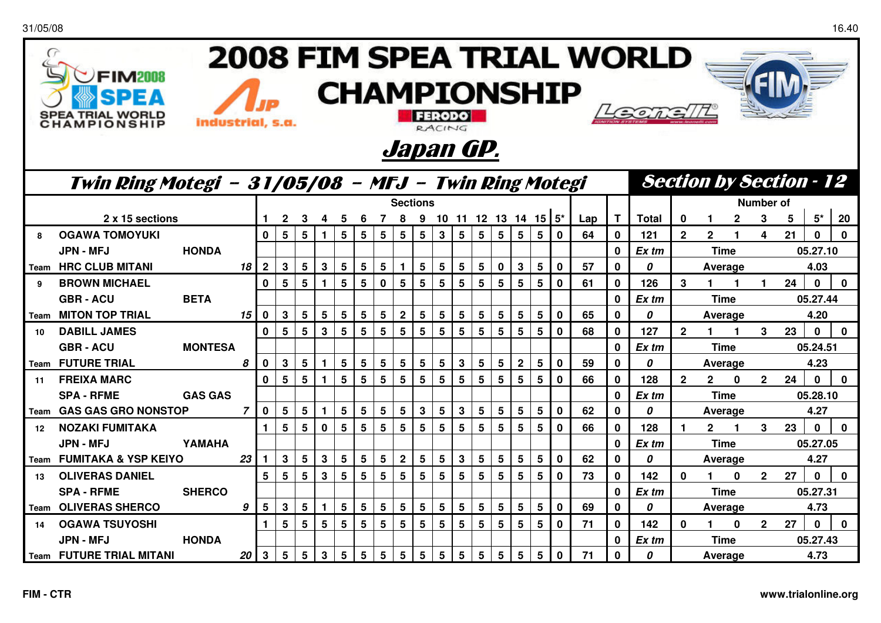# 2008 FIM SPEA TRIAL WORLD CHAMPIONSHIP

## *Japan GP.*

### *Twin Ring Motegi - 31/05/08 - MFJ - Twin Ring Motegi*

### *Section by Section - 12*

| | 2 x 15 sections | | | 1 | 2 | 3 | 4 | 5 | 6 | 7 | 8 | 9 | 10 | 11 | 12 | 13 | 14 | 15 | 5* | Lap | T | Total | 0 | 1 | 2 | 3 | 5 | 5* | 20 |
|---|---|---|---|---|---|---|---|---|---|---|---|---|---|---|---|---|---|---|---|---|---|---|---|---|---|---|---|---|---|
| 8 | OGAWA TOMOYUKI | | | 0 | 5 | 5 | 1 | 5 | 5 | 5 | 5 | 5 | 3 | 5 | 5 | 5 | 5 | 5 | 0 | 64 | 0 | 121 | 2 | 2 | 1 | 4 | 21 | 0 | 0 |
| | JPN - MFJ | HONDA | | | | | | | | | | | | | | | | | | | 0 | Ex tm | | Time | | | 05.27.10 | | |
| Team | HRC CLUB MITANI | | 18 | 2 | 3 | 5 | 3 | 5 | 5 | 5 | 1 | 5 | 5 | 5 | 5 | 0 | 3 | 5 | 0 | 57 | 0 | 0 | | Average | | | 4.03 | | |
| 9 | BROWN MICHAEL | | | 0 | 5 | 5 | 1 | 5 | 5 | 0 | 5 | 5 | 5 | 5 | 5 | 5 | 5 | 5 | 0 | 61 | 0 | 126 | 3 | 1 | 1 | 1 | 24 | 0 | 0 |
| | GBR - ACU | BETA | | | | | | | | | | | | | | | | | | | 0 | Ex tm | | Time | | | 05.27.44 | | |
| Team | MITON TOP TRIAL | | 15 | 0 | 3 | 5 | 5 | 5 | 5 | 5 | 2 | 5 | 5 | 5 | 5 | 5 | 5 | 5 | 0 | 65 | 0 | 0 | | Average | | | 4.20 | | |
| 10 | DABILL JAMES | | | 0 | 5 | 5 | 3 | 5 | 5 | 5 | 5 | 5 | 5 | 5 | 5 | 5 | 5 | 5 | 0 | 68 | 0 | 127 | 2 | 1 | 1 | 3 | 23 | 0 | 0 |
| | GBR - ACU | MONTESA | | | | | | | | | | | | | | | | | | | 0 | Ex tm | | Time | | | 05.24.51 | | |
| Team | FUTURE TRIAL | | 8 | 0 | 3 | 5 | 1 | 5 | 5 | 5 | 5 | 5 | 5 | 3 | 5 | 5 | 2 | 5 | 0 | 59 | 0 | 0 | | Average | | | 4.23 | | |
| 11 | FREIXA MARC | | | 0 | 5 | 5 | 1 | 5 | 5 | 5 | 5 | 5 | 5 | 5 | 5 | 5 | 5 | 5 | 0 | 66 | 0 | 128 | 2 | 2 | 0 | 2 | 24 | 0 | 0 |
| | SPA - RFME | GAS GAS | | | | | | | | | | | | | | | | | | | 0 | Ex tm | | Time | | | 05.28.10 | | |
| Team | GAS GAS GRO NONSTOP | | 7 | 0 | 5 | 5 | 1 | 5 | 5 | 5 | 5 | 3 | 5 | 3 | 5 | 5 | 5 | 5 | 0 | 62 | 0 | 0 | | Average | | | 4.27 | | |
| 12 | NOZAKI FUMITAKA | | | 1 | 5 | 5 | 0 | 5 | 5 | 5 | 5 | 5 | 5 | 5 | 5 | 5 | 5 | 5 | 0 | 66 | 0 | 128 | 1 | 2 | 1 | 3 | 23 | 0 | 0 |
| | JPN - MFJ | YAMAHA | | | | | | | | | | | | | | | | | | | 0 | Ex tm | | Time | | | 05.27.05 | | |
| Team | FUMITAKA & YSP KEIYO | | 23 | 1 | 3 | 5 | 3 | 5 | 5 | 5 | 2 | 5 | 5 | 3 | 5 | 5 | 5 | 5 | 0 | 62 | 0 | 0 | | Average | | | 4.27 | | |
| 13 | OLIVERAS DANIEL | | | 5 | 5 | 5 | 3 | 5 | 5 | 5 | 5 | 5 | 5 | 5 | 5 | 5 | 5 | 5 | 0 | 73 | 0 | 142 | 0 | 1 | 0 | 2 | 27 | 0 | 0 |
| | SPA - RFME | SHERCO | | | | | | | | | | | | | | | | | | | 0 | Ex tm | | Time | | | 05.27.31 | | |
| Team | OLIVERAS SHERCO | | 9 | 5 | 3 | 5 | 1 | 5 | 5 | 5 | 5 | 5 | 5 | 5 | 5 | 5 | 5 | 5 | 0 | 69 | 0 | 0 | | Average | | | 4.73 | | |
| 14 | OGAWA TSUYOSHI | | | 1 | 5 | 5 | 5 | 5 | 5 | 5 | 5 | 5 | 5 | 5 | 5 | 5 | 5 | 5 | 0 | 71 | 0 | 142 | 0 | 1 | 0 | 2 | 27 | 0 | 0 |
| | JPN - MFJ | HONDA | | | | | | | | | | | | | | | | | | | 0 | Ex tm | | Time | | | 05.27.43 | | |
| Team | FUTURE TRIAL MITANI | | 20 | 3 | 5 | 5 | 3 | 5 | 5 | 5 | 5 | 5 | 5 | 5 | 5 | 5 | 5 | 5 | 0 | 71 | 0 | 0 | | Average | | | 4.73 | | |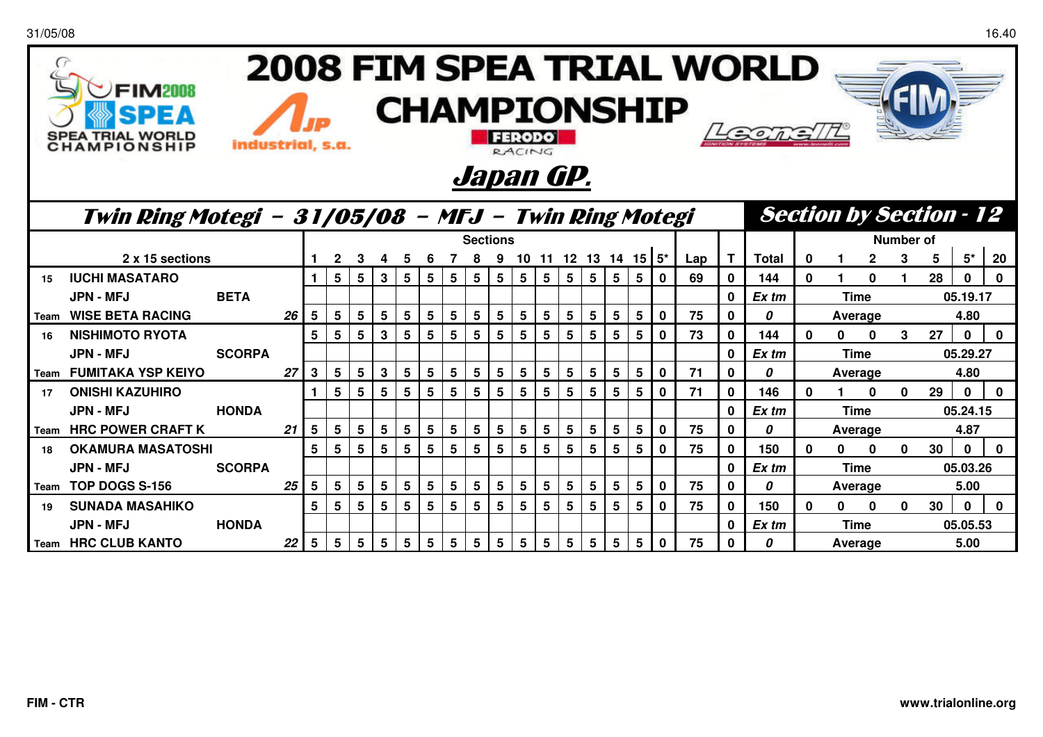# 2008 FIM SPEA TRIAL WORLD CHAMPIONSHIP

## Japan GP.

### Twin Ring Motegi - 31/05/08 - MFJ - Twin Ring Motegi

### Section by Section - 12

| | 2 x 15 sections | | | 1 | 2 | 3 | 4 | 5 | 6 | 7 | 8 | 9 | 10 | 11 | 12 | 13 | 14 | 15 | 5* | Lap | T | Total | 0 | 1 | 2 | 3 | 5 | 5* | 20 |
|---|---|---|---|---|---|---|---|---|---|---|---|---|---|---|---|---|---|---|---|---|---|---|---|---|---|---|---|---|---|
| 15 | IUCHI MASATARO | | | 1 | 5 | 5 | 3 | 5 | 5 | 5 | 5 | 5 | 5 | 5 | 5 | 5 | 5 | 5 | 0 | 69 | 0 | 144 | 0 | 1 | 0 | 1 | 28 | 0 | 0 |
| | JPN - MFJ | BETA | | | | | | | | | | | | | | | | | | | 0 | Ex tm | | Time | | | | 05.19.17 | |
| Team | WISE BETA RACING | | 26 | 5 | 5 | 5 | 5 | 5 | 5 | 5 | 5 | 5 | 5 | 5 | 5 | 5 | 5 | 5 | 0 | 75 | 0 | 0 | | Average | | | | 4.80 | |
| 16 | NISHIMOTO RYOTA | | | 5 | 5 | 5 | 3 | 5 | 5 | 5 | 5 | 5 | 5 | 5 | 5 | 5 | 5 | 5 | 0 | 73 | 0 | 144 | 0 | 0 | 0 | 3 | 27 | 0 | 0 |
| | JPN - MFJ | SCORPA | | | | | | | | | | | | | | | | | | | 0 | Ex tm | | Time | | | | 05.29.27 | |
| Team | FUMITAKA YSP KEIYO | | 27 | 3 | 5 | 5 | 3 | 5 | 5 | 5 | 5 | 5 | 5 | 5 | 5 | 5 | 5 | 5 | 0 | 71 | 0 | 0 | | Average | | | | 4.80 | |
| 17 | ONISHI KAZUHIRO | | | 1 | 5 | 5 | 5 | 5 | 5 | 5 | 5 | 5 | 5 | 5 | 5 | 5 | 5 | 5 | 0 | 71 | 0 | 146 | 0 | 1 | 0 | 0 | 29 | 0 | 0 |
| | JPN - MFJ | HONDA | | | | | | | | | | | | | | | | | | | 0 | Ex tm | | Time | | | | 05.24.15 | |
| Team | HRC POWER CRAFT K | | 21 | 5 | 5 | 5 | 5 | 5 | 5 | 5 | 5 | 5 | 5 | 5 | 5 | 5 | 5 | 5 | 0 | 75 | 0 | 0 | | Average | | | | 4.87 | |
| 18 | OKAMURA MASATOSHI | | | 5 | 5 | 5 | 5 | 5 | 5 | 5 | 5 | 5 | 5 | 5 | 5 | 5 | 5 | 5 | 0 | 75 | 0 | 150 | 0 | 0 | 0 | 0 | 30 | 0 | 0 |
| | JPN - MFJ | SCORPA | | | | | | | | | | | | | | | | | | | 0 | Ex tm | | Time | | | | 05.03.26 | |
| Team | TOP DOGS S-156 | | 25 | 5 | 5 | 5 | 5 | 5 | 5 | 5 | 5 | 5 | 5 | 5 | 5 | 5 | 5 | 5 | 0 | 75 | 0 | 0 | | Average | | | | 5.00 | |
| 19 | SUNADA MASAHIKO | | | 5 | 5 | 5 | 5 | 5 | 5 | 5 | 5 | 5 | 5 | 5 | 5 | 5 | 5 | 5 | 0 | 75 | 0 | 150 | 0 | 0 | 0 | 0 | 30 | 0 | 0 |
| | JPN - MFJ | HONDA | | | | | | | | | | | | | | | | | | | 0 | Ex tm | | Time | | | | 05.05.53 | |
| Team | HRC CLUB KANTO | | 22 | 5 | 5 | 5 | 5 | 5 | 5 | 5 | 5 | 5 | 5 | 5 | 5 | 5 | 5 | 5 | 0 | 75 | 0 | 0 | | Average | | | | 5.00 | |

FIM - CTR

www.trialonline.org